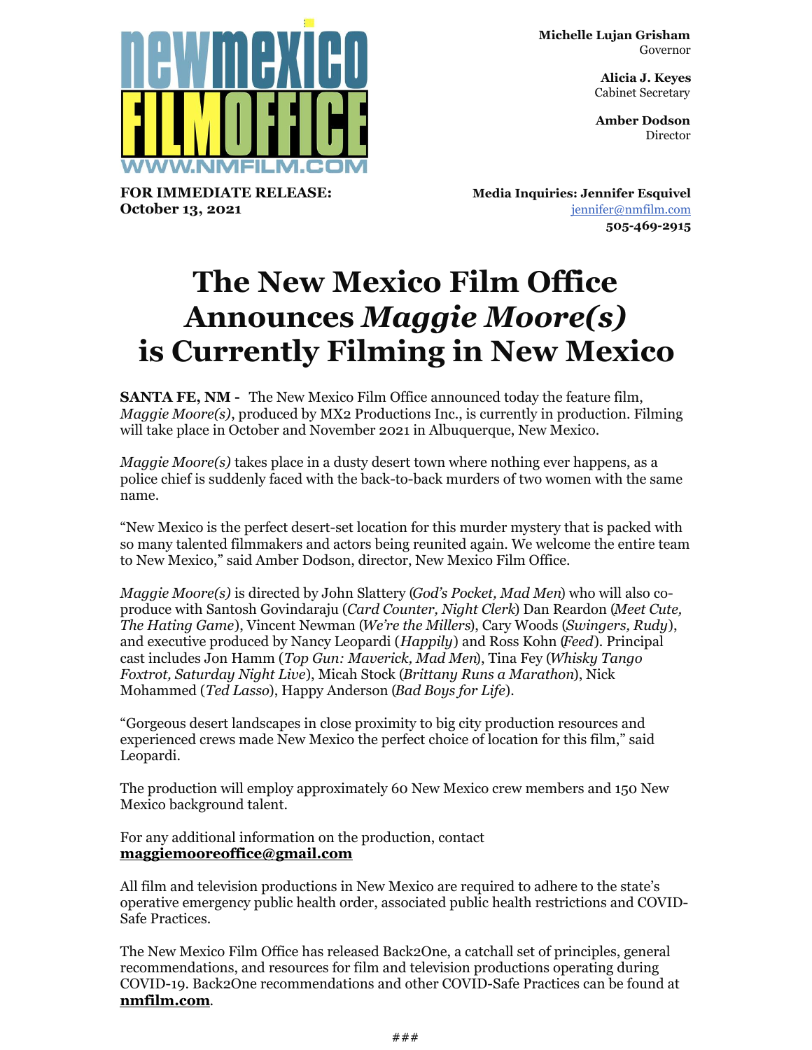newmexico FILMOFFICE
WWW.NMFILM.COM

**Michelle Lujan Grisham**
Governor

**Alicia J. Keyes**
Cabinet Secretary

**Amber Dodson**
Director

**FOR IMMEDIATE RELEASE:**
**October 13, 2021**

**Media Inquiries: Jennifer Esquivel**
jennifer@nmfilm.com
**505-469-2915**

# The New Mexico Film Office Announces *Maggie Moore(s)* is Currently Filming in New Mexico

**SANTA FE, NM -** The New Mexico Film Office announced today the feature film, *Maggie Moore(s)*, produced by MX2 Productions Inc., is currently in production. Filming will take place in October and November 2021 in Albuquerque, New Mexico.

*Maggie Moore(s)* takes place in a dusty desert town where nothing ever happens, as a police chief is suddenly faced with the back-to-back murders of two women with the same name.

"New Mexico is the perfect desert-set location for this murder mystery that is packed with so many talented filmmakers and actors being reunited again. We welcome the entire team to New Mexico," said Amber Dodson, director, New Mexico Film Office.

*Maggie Moore(s)* is directed by John Slattery (*God's Pocket, Mad Men*) who will also co-produce with Santosh Govindaraju (*Card Counter, Night Clerk*) Dan Reardon (*Meet Cute, The Hating Game*), Vincent Newman (*We're the Millers*), Cary Woods (*Swingers, Rudy*), and executive produced by Nancy Leopardi (*Happily*) and Ross Kohn (*Feed*). Principal cast includes Jon Hamm (*Top Gun: Maverick, Mad Men*), Tina Fey (*Whisky Tango Foxtrot, Saturday Night Live*), Micah Stock (*Brittany Runs a Marathon*), Nick Mohammed (*Ted Lasso*), Happy Anderson (*Bad Boys for Life*).

"Gorgeous desert landscapes in close proximity to big city production resources and experienced crews made New Mexico the perfect choice of location for this film," said Leopardi.

The production will employ approximately 60 New Mexico crew members and 150 New Mexico background talent.

For any additional information on the production, contact **maggiemooreoffice@gmail.com**

All film and television productions in New Mexico are required to adhere to the state's operative emergency public health order, associated public health restrictions and COVID-Safe Practices.

The New Mexico Film Office has released Back2One, a catchall set of principles, general recommendations, and resources for film and television productions operating during COVID-19. Back2One recommendations and other COVID-Safe Practices can be found at **nmfilm.com**.

###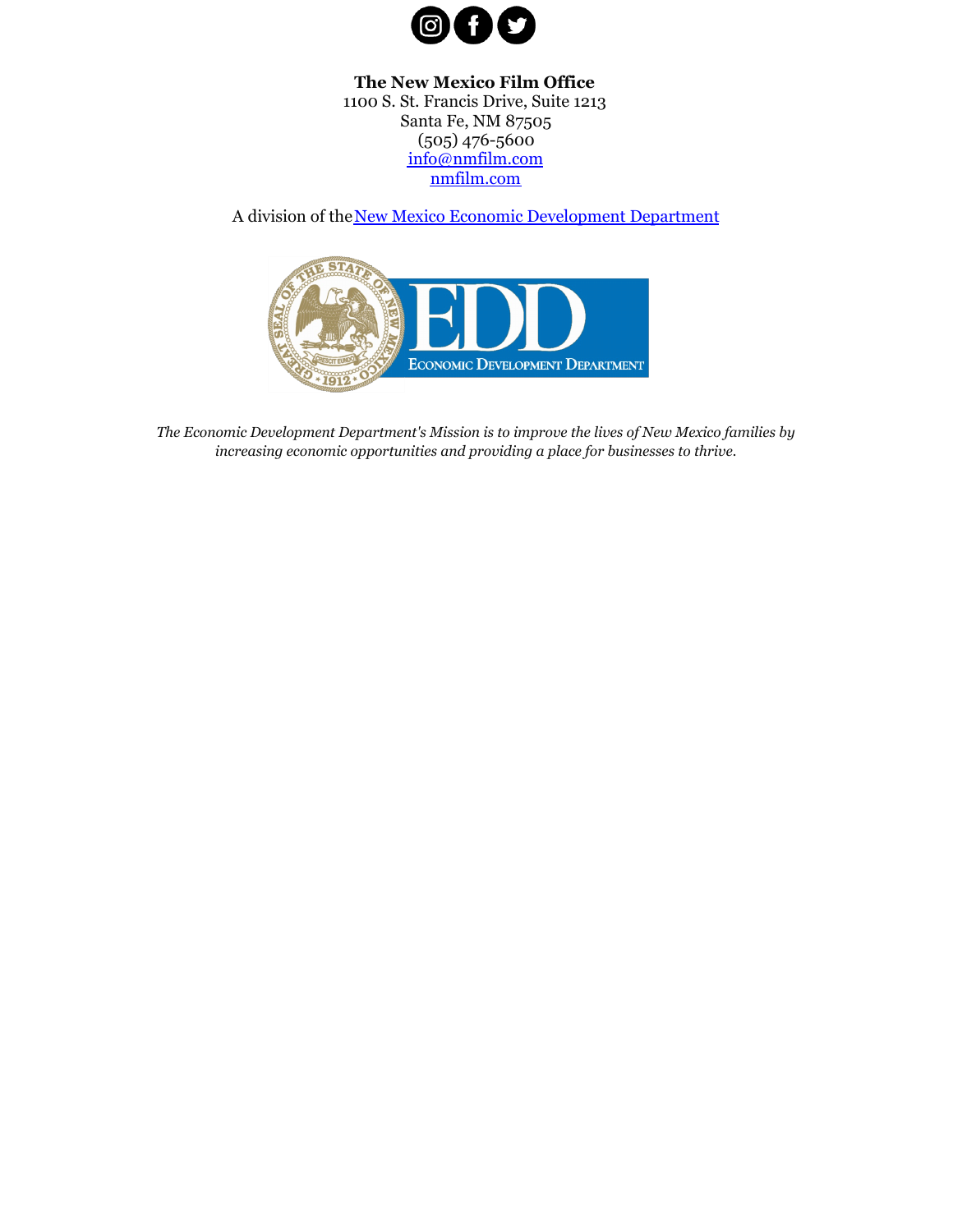**The New Mexico Film Office**
1100 S. St. Francis Drive, Suite 1213
Santa Fe, NM 87505
(505) 476-5600
info@nmfilm.com
nmfilm.com

A division of the New Mexico Economic Development Department

*The Economic Development Department's Mission is to improve the lives of New Mexico families by increasing economic opportunities and providing a place for businesses to thrive.*